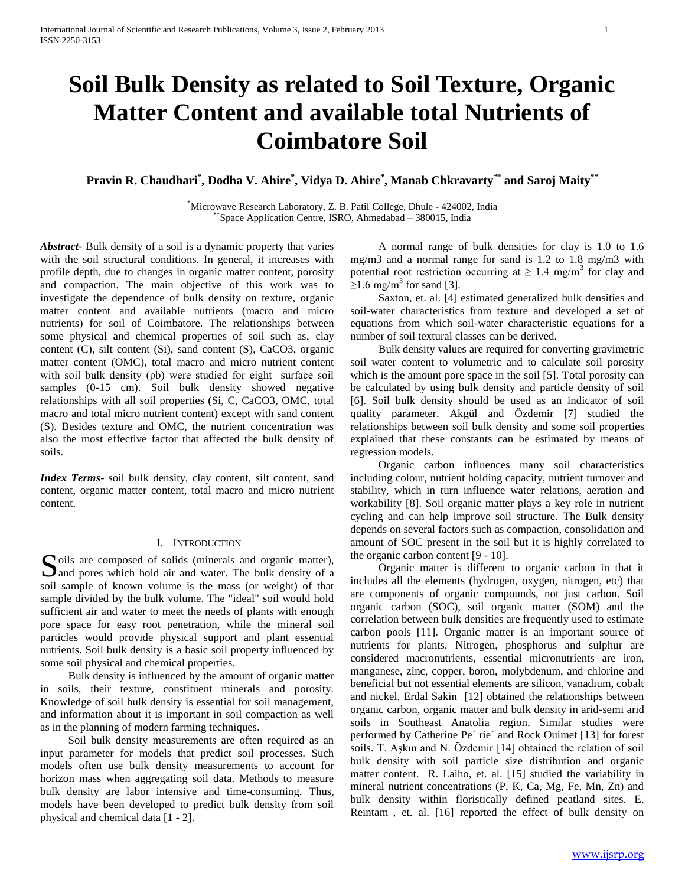# Soil Bulk Density as related to Soil Texture, Organic Matter Content and available total Nutrients of Coimbatore Soil

**Pravin R. Chaudhari[\*], Dodha V. Ahire[\*], Vidya D. Ahire[\*], Manab Chkravarty[\*\*] and Saroj Maity[\*\*]**

[\*]Microwave Research Laboratory, Z. B. Patil College, Dhule - 424002, India
[\*\*]Space Application Centre, ISRO, Ahmedabad – 380015, India

***Abstract***- Bulk density of a soil is a dynamic property that varies with the soil structural conditions. In general, it increases with profile depth, due to changes in organic matter content, porosity and compaction. The main objective of this work was to investigate the dependence of bulk density on texture, organic matter content and available nutrients (macro and micro nutrients) for soil of Coimbatore. The relationships between some physical and chemical properties of soil such as, clay content (C), silt content (Si), sand content (S), CaCO3, organic matter content (OMC), total macro and micro nutrient content with soil bulk density (ρb) were studied for eight surface soil samples (0-15 cm). Soil bulk density showed negative relationships with all soil properties (Si, C, CaCO3, OMC, total macro and total micro nutrient content) except with sand content (S). Besides texture and OMC, the nutrient concentration was also the most effective factor that affected the bulk density of soils.

***Index Terms***- soil bulk density, clay content, silt content, sand content, organic matter content, total macro and micro nutrient content.

## I. Introduction

Soils are composed of solids (minerals and organic matter), and pores which hold air and water. The bulk density of a soil sample of known volume is the mass (or weight) of that sample divided by the bulk volume. The "ideal" soil would hold sufficient air and water to meet the needs of plants with enough pore space for easy root penetration, while the mineral soil particles would provide physical support and plant essential nutrients. Soil bulk density is a basic soil property influenced by some soil physical and chemical properties.

Bulk density is influenced by the amount of organic matter in soils, their texture, constituent minerals and porosity. Knowledge of soil bulk density is essential for soil management, and information about it is important in soil compaction as well as in the planning of modern farming techniques.

Soil bulk density measurements are often required as an input parameter for models that predict soil processes. Such models often use bulk density measurements to account for horizon mass when aggregating soil data. Methods to measure bulk density are labor intensive and time-consuming. Thus, models have been developed to predict bulk density from soil physical and chemical data [1 - 2].

A normal range of bulk densities for clay is 1.0 to 1.6 mg/m3 and a normal range for sand is 1.2 to 1.8 mg/m3 with potential root restriction occurring at $\geq 1.4$ mg/m$^3$ for clay and $\geq 1.6$ mg/m$^3$ for sand [3].

Saxton, et. al. [4] estimated generalized bulk densities and soil-water characteristics from texture and developed a set of equations from which soil-water characteristic equations for a number of soil textural classes can be derived.

Bulk density values are required for converting gravimetric soil water content to volumetric and to calculate soil porosity which is the amount pore space in the soil [5]. Total porosity can be calculated by using bulk density and particle density of soil [6]. Soil bulk density should be used as an indicator of soil quality parameter. Akgül and Özdemir [7] studied the relationships between soil bulk density and some soil properties explained that these constants can be estimated by means of regression models.

Organic carbon influences many soil characteristics including colour, nutrient holding capacity, nutrient turnover and stability, which in turn influence water relations, aeration and workability [8]. Soil organic matter plays a key role in nutrient cycling and can help improve soil structure. The Bulk density depends on several factors such as compaction, consolidation and amount of SOC present in the soil but it is highly correlated to the organic carbon content [9 - 10].

Organic matter is different to organic carbon in that it includes all the elements (hydrogen, oxygen, nitrogen, etc) that are components of organic compounds, not just carbon. Soil organic carbon (SOC), soil organic matter (SOM) and the correlation between bulk densities are frequently used to estimate carbon pools [11]. Organic matter is an important source of nutrients for plants. Nitrogen, phosphorus and sulphur are considered macronutrients, essential micronutrients are iron, manganese, zinc, copper, boron, molybdenum, and chlorine and beneficial but not essential elements are silicon, vanadium, cobalt and nickel. Erdal Sakin [12] obtained the relationships between organic carbon, organic matter and bulk density in arid-semi arid soils in Southeast Anatolia region. Similar studies were performed by Catherine Pe´ rie´ and Rock Ouimet [13] for forest soils. T. Aşkın and N. Özdemir [14] obtained the relation of soil bulk density with soil particle size distribution and organic matter content. R. Laiho, et. al. [15] studied the variability in mineral nutrient concentrations (P, K, Ca, Mg, Fe, Mn, Zn) and bulk density within floristically defined peatland sites. E. Reintam , et. al. [16] reported the effect of bulk density on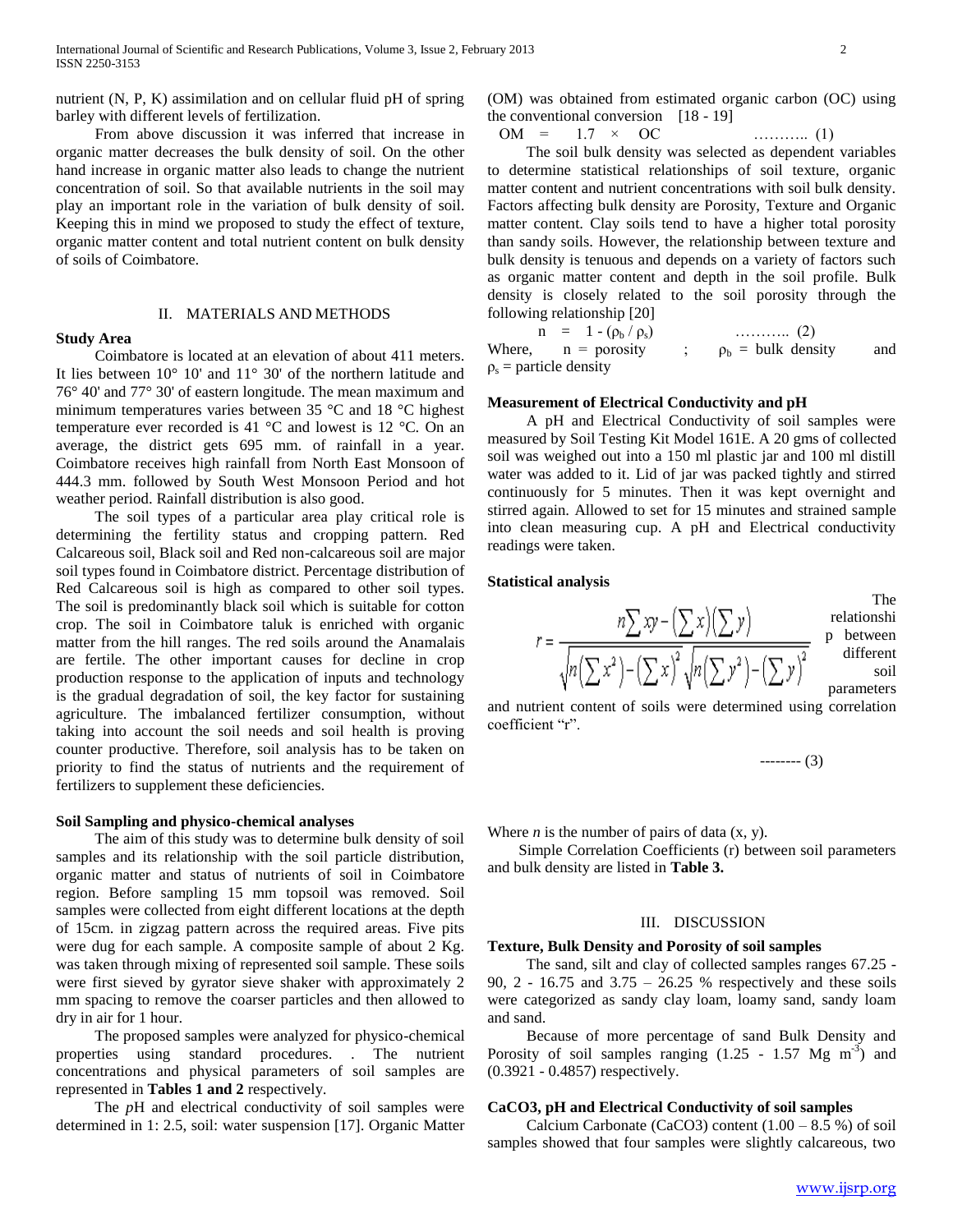nutrient (N, P, K) assimilation and on cellular fluid pH of spring barley with different levels of fertilization.

From above discussion it was inferred that increase in organic matter decreases the bulk density of soil. On the other hand increase in organic matter also leads to change the nutrient concentration of soil. So that available nutrients in the soil may play an important role in the variation of bulk density of soil. Keeping this in mind we proposed to study the effect of texture, organic matter content and total nutrient content on bulk density of soils of Coimbatore.

## II. MATERIALS AND METHODS

### Study Area

Coimbatore is located at an elevation of about 411 meters. It lies between 10° 10' and 11° 30' of the northern latitude and 76° 40' and 77° 30' of eastern longitude. The mean maximum and minimum temperatures varies between 35 °C and 18 °C highest temperature ever recorded is 41 °C and lowest is 12 °C. On an average, the district gets 695 mm. of rainfall in a year. Coimbatore receives high rainfall from North East Monsoon of 444.3 mm. followed by South West Monsoon Period and hot weather period. Rainfall distribution is also good.

The soil types of a particular area play critical role is determining the fertility status and cropping pattern. Red Calcareous soil, Black soil and Red non-calcareous soil are major soil types found in Coimbatore district. Percentage distribution of Red Calcareous soil is high as compared to other soil types. The soil is predominantly black soil which is suitable for cotton crop. The soil in Coimbatore taluk is enriched with organic matter from the hill ranges. The red soils around the Anamalais are fertile. The other important causes for decline in crop production response to the application of inputs and technology is the gradual degradation of soil, the key factor for sustaining agriculture. The imbalanced fertilizer consumption, without taking into account the soil needs and soil health is proving counter productive. Therefore, soil analysis has to be taken on priority to find the status of nutrients and the requirement of fertilizers to supplement these deficiencies.

### Soil Sampling and physico-chemical analyses

The aim of this study was to determine bulk density of soil samples and its relationship with the soil particle distribution, organic matter and status of nutrients of soil in Coimbatore region. Before sampling 15 mm topsoil was removed. Soil samples were collected from eight different locations at the depth of 15cm. in zigzag pattern across the required areas. Five pits were dug for each sample. A composite sample of about 2 Kg. was taken through mixing of represented soil sample. These soils were first sieved by gyrator sieve shaker with approximately 2 mm spacing to remove the coarser particles and then allowed to dry in air for 1 hour.

The proposed samples were analyzed for physico-chemical properties using standard procedures. . The nutrient concentrations and physical parameters of soil samples are represented in **Tables 1 and 2** respectively.

The *p*H and electrical conductivity of soil samples were determined in 1: 2.5, soil: water suspension [17]. Organic Matter (OM) was obtained from estimated organic carbon (OC) using the conventional conversion [18 - 19]

$$OM = 1.7 \times OC \quad \text{……….. (1)}$$

The soil bulk density was selected as dependent variables to determine statistical relationships of soil texture, organic matter content and nutrient concentrations with soil bulk density. Factors affecting bulk density are Porosity, Texture and Organic matter content. Clay soils tend to have a higher total porosity than sandy soils. However, the relationship between texture and bulk density is tenuous and depends on a variety of factors such as organic matter content and depth in the soil profile. Bulk density is closely related to the soil porosity through the following relationship [20]

$$n = 1 - (\rho_b / \rho_s) \quad \text{……….. (2)}$$

Where, $n$ = porosity ; $\rho_b$ = bulk density and $\rho_s$ = particle density

### Measurement of Electrical Conductivity and pH

A pH and Electrical Conductivity of soil samples were measured by Soil Testing Kit Model 161E. A 20 gms of collected soil was weighed out into a 150 ml plastic jar and 100 ml distill water was added to it. Lid of jar was packed tightly and stirred continuously for 5 minutes. Then it was kept overnight and stirred again. Allowed to set for 15 minutes and strained sample into clean measuring cup. A pH and Electrical conductivity readings were taken.

### Statistical analysis

The relationship between different soil parameters and nutrient content of soils were determined using correlation coefficient "r".

$$r = \frac{n\sum xy - \left(\sum x\right)\left(\sum y\right)}{\sqrt{n\left(\sum x^2\right) - \left(\sum x\right)^2}\sqrt{n\left(\sum y^2\right) - \left(\sum y\right)^2}} \quad \text{-------- (3)}$$

Where *n* is the number of pairs of data (x, y).

Simple Correlation Coefficients (r) between soil parameters and bulk density are listed in **Table 3.**

## III. DISCUSSION

### Texture, Bulk Density and Porosity of soil samples

The sand, silt and clay of collected samples ranges 67.25 - 90, 2 - 16.75 and 3.75 – 26.25 % respectively and these soils were categorized as sandy clay loam, loamy sand, sandy loam and sand.

Because of more percentage of sand Bulk Density and Porosity of soil samples ranging (1.25 - 1.57 Mg $m^{-3}$) and (0.3921 - 0.4857) respectively.

### $CaCO_3$, pH and Electrical Conductivity of soil samples

Calcium Carbonate ($CaCO_3$) content (1.00 – 8.5 %) of soil samples showed that four samples were slightly calcareous, two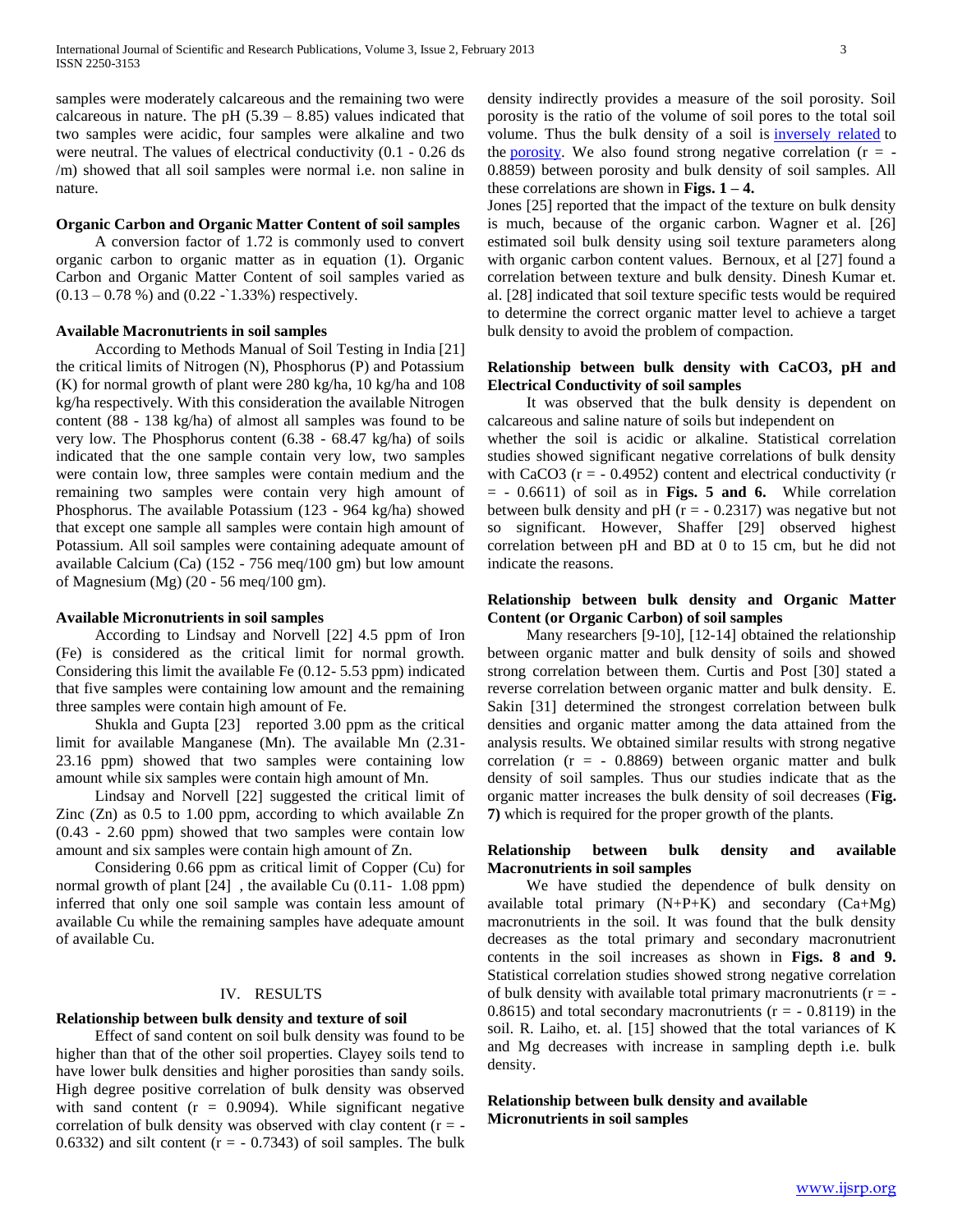samples were moderately calcareous and the remaining two were calcareous in nature. The pH (5.39 – 8.85) values indicated that two samples were acidic, four samples were alkaline and two were neutral. The values of electrical conductivity (0.1 - 0.26 ds /m) showed that all soil samples were normal i.e. non saline in nature.

**Organic Carbon and Organic Matter Content of soil samples**

A conversion factor of 1.72 is commonly used to convert organic carbon to organic matter as in equation (1). Organic Carbon and Organic Matter Content of soil samples varied as (0.13 – 0.78 %) and (0.22 -`1.33%) respectively.

**Available Macronutrients in soil samples**

According to Methods Manual of Soil Testing in India [21] the critical limits of Nitrogen (N), Phosphorus (P) and Potassium (K) for normal growth of plant were 280 kg/ha, 10 kg/ha and 108 kg/ha respectively. With this consideration the available Nitrogen content (88 - 138 kg/ha) of almost all samples was found to be very low. The Phosphorus content (6.38 - 68.47 kg/ha) of soils indicated that the one sample contain very low, two samples were contain low, three samples were contain medium and the remaining two samples were contain very high amount of Phosphorus. The available Potassium (123 - 964 kg/ha) showed that except one sample all samples were contain high amount of Potassium. All soil samples were containing adequate amount of available Calcium (Ca) (152 - 756 meq/100 gm) but low amount of Magnesium (Mg) (20 - 56 meq/100 gm).

**Available Micronutrients in soil samples**

According to Lindsay and Norvell [22] 4.5 ppm of Iron (Fe) is considered as the critical limit for normal growth. Considering this limit the available Fe (0.12- 5.53 ppm) indicated that five samples were containing low amount and the remaining three samples were contain high amount of Fe.

Shukla and Gupta [23] reported 3.00 ppm as the critical limit for available Manganese (Mn). The available Mn (2.31- 23.16 ppm) showed that two samples were containing low amount while six samples were contain high amount of Mn.

Lindsay and Norvell [22] suggested the critical limit of Zinc (Zn) as 0.5 to 1.00 ppm, according to which available Zn (0.43 - 2.60 ppm) showed that two samples were contain low amount and six samples were contain high amount of Zn.

Considering 0.66 ppm as critical limit of Copper (Cu) for normal growth of plant [24] , the available Cu (0.11- 1.08 ppm) inferred that only one soil sample was contain less amount of available Cu while the remaining samples have adequate amount of available Cu.

## IV. RESULTS

**Relationship between bulk density and texture of soil**

Effect of sand content on soil bulk density was found to be higher than that of the other soil properties. Clayey soils tend to have lower bulk densities and higher porosities than sandy soils. High degree positive correlation of bulk density was observed with sand content ($r$ = 0.9094). While significant negative correlation of bulk density was observed with clay content ($r$ = - 0.6332) and silt content ($r$ = - 0.7343) of soil samples. The bulk density indirectly provides a measure of the soil porosity. Soil porosity is the ratio of the volume of soil pores to the total soil volume. Thus the bulk density of a soil is inversely related to the porosity. We also found strong negative correlation ($r$ = - 0.8859) between porosity and bulk density of soil samples. All these correlations are shown in **Figs. 1 – 4.**

Jones [25] reported that the impact of the texture on bulk density is much, because of the organic carbon. Wagner et al. [26] estimated soil bulk density using soil texture parameters along with organic carbon content values. Bernoux, et al [27] found a correlation between texture and bulk density. Dinesh Kumar et. al. [28] indicated that soil texture specific tests would be required to determine the correct organic matter level to achieve a target bulk density to avoid the problem of compaction.

**Relationship between bulk density with CaCO3, pH and Electrical Conductivity of soil samples**

It was observed that the bulk density is dependent on calcareous and saline nature of soils but independent on whether the soil is acidic or alkaline. Statistical correlation studies showed significant negative correlations of bulk density with $CaCO_3$ ($r$ = - 0.4952) content and electrical conductivity ($r$ = - 0.6611) of soil as in **Figs. 5 and 6.** While correlation between bulk density and pH ($r$ = - 0.2317) was negative but not so significant. However, Shaffer [29] observed highest correlation between pH and BD at 0 to 15 cm, but he did not indicate the reasons.

**Relationship between bulk density and Organic Matter Content (or Organic Carbon) of soil samples**

Many researchers [9-10], [12-14] obtained the relationship between organic matter and bulk density of soils and showed strong correlation between them. Curtis and Post [30] stated a reverse correlation between organic matter and bulk density. E. Sakin [31] determined the strongest correlation between bulk densities and organic matter among the data attained from the analysis results. We obtained similar results with strong negative correlation ($r$ = - 0.8869) between organic matter and bulk density of soil samples. Thus our studies indicate that as the organic matter increases the bulk density of soil decreases (**Fig. 7)** which is required for the proper growth of the plants.

**Relationship between bulk density and available Macronutrients in soil samples**

We have studied the dependence of bulk density on available total primary (N+P+K) and secondary (Ca+Mg) macronutrients in the soil. It was found that the bulk density decreases as the total primary and secondary macronutrient contents in the soil increases as shown in **Figs. 8 and 9.** Statistical correlation studies showed strong negative correlation of bulk density with available total primary macronutrients ($r$ = - 0.8615) and total secondary macronutrients ($r$ = - 0.8119) in the soil. R. Laiho, et. al. [15] showed that the total variances of K and Mg decreases with increase in sampling depth i.e. bulk density.

**Relationship between bulk density and available Micronutrients in soil samples**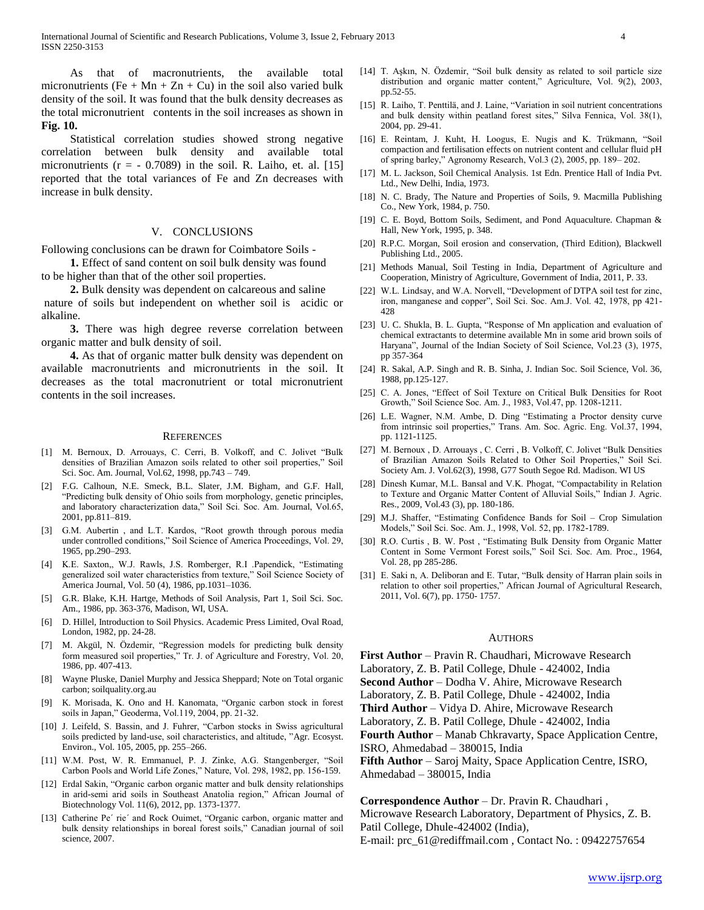As that of macronutrients, the available total micronutrients (Fe + Mn + Zn + Cu) in the soil also varied bulk density of the soil. It was found that the bulk density decreases as the total micronutrient contents in the soil increases as shown in **Fig. 10.**

Statistical correlation studies showed strong negative correlation between bulk density and available total micronutrients ($r = -0.7089$) in the soil. R. Laiho, et. al. [15] reported that the total variances of Fe and Zn decreases with increase in bulk density.

## V. CONCLUSIONS

Following conclusions can be drawn for Coimbatore Soils -

**1.** Effect of sand content on soil bulk density was found to be higher than that of the other soil properties.

**2.** Bulk density was dependent on calcareous and saline nature of soils but independent on whether soil is acidic or alkaline.

**3.** There was high degree reverse correlation between organic matter and bulk density of soil.

**4.** As that of organic matter bulk density was dependent on available macronutrients and micronutrients in the soil. It decreases as the total macronutrient or total micronutrient contents in the soil increases.

## REFERENCES

[1] M. Bernoux, D. Arrouays, C. Cerri, B. Volkoff, and C. Jolivet "Bulk densities of Brazilian Amazon soils related to other soil properties," Soil Sci. Soc. Am. Journal, Vol.62, 1998, pp.743 – 749.

[2] F.G. Calhoun, N.E. Smeck, B.L. Slater, J.M. Bigham, and G.F. Hall, "Predicting bulk density of Ohio soils from morphology, genetic principles, and laboratory characterization data," Soil Sci. Soc. Am. Journal, Vol.65, 2001, pp.811–819.

[3] G.M. Aubertin , and L.T. Kardos, "Root growth through porous media under controlled conditions," Soil Science of America Proceedings, Vol. 29, 1965, pp.290–293.

[4] K.E. Saxton,, W.J. Rawls, J.S. Romberger, R.I .Papendick, "Estimating generalized soil water characteristics from texture," Soil Science Society of America Journal, Vol. 50 (4), 1986, pp.1031–1036.

[5] G.R. Blake, K.H. Hartge, Methods of Soil Analysis, Part 1, Soil Sci. Soc. Am., 1986, pp. 363-376, Madison, WI, USA.

[6] D. Hillel, Introduction to Soil Physics. Academic Press Limited, Oval Road, London, 1982, pp. 24-28.

[7] M. Akgül, N. Özdemir, "Regression models for predicting bulk density form measured soil properties," Tr. J. of Agriculture and Forestry, Vol. 20, 1986, pp. 407-413.

[8] Wayne Pluske, Daniel Murphy and Jessica Sheppard; Note on Total organic carbon; soilquality.org.au

[9] K. Morisada, K. Ono and H. Kanomata, "Organic carbon stock in forest soils in Japan," Geoderma, Vol.119, 2004, pp. 21-32.

[10] J. Leifeld, S. Bassin, and J. Fuhrer, "Carbon stocks in Swiss agricultural soils predicted by land-use, soil characteristics, and altitude, "Agr. Ecosyst. Environ., Vol. 105, 2005, pp. 255–266.

[11] W.M. Post, W. R. Emmanuel, P. J. Zinke, A.G. Stangenberger, "Soil Carbon Pools and World Life Zones," Nature, Vol. 298, 1982, pp. 156-159.

[12] Erdal Sakin, "Organic carbon organic matter and bulk density relationships in arid-semi arid soils in Southeast Anatolia region," African Journal of Biotechnology Vol. 11(6), 2012, pp. 1373-1377.

[13] Catherine Pe´ rie´ and Rock Ouimet, "Organic carbon, organic matter and bulk density relationships in boreal forest soils," Canadian journal of soil science, 2007.

[14] T. Aşkın, N. Özdemir, "Soil bulk density as related to soil particle size distribution and organic matter content," Agriculture, Vol. 9(2), 2003, pp.52-55.

[15] R. Laiho, T. Penttilä, and J. Laine, "Variation in soil nutrient concentrations and bulk density within peatland forest sites," Silva Fennica, Vol. 38(1), 2004, pp. 29-41.

[16] E. Reintam, J. Kuht, H. Loogus, E. Nugis and K. Trükmann, "Soil compaction and fertilisation effects on nutrient content and cellular fluid pH of spring barley," Agronomy Research, Vol.3 (2), 2005, pp. 189– 202.

[17] M. L. Jackson, Soil Chemical Analysis. 1st Edn. Prentice Hall of India Pvt. Ltd., New Delhi, India, 1973.

[18] N. C. Brady, The Nature and Properties of Soils, 9. Macmilla Publishing Co., New York, 1984, p. 750.

[19] C. E. Boyd, Bottom Soils, Sediment, and Pond Aquaculture. Chapman & Hall, New York, 1995, p. 348.

[20] R.P.C. Morgan, Soil erosion and conservation, (Third Edition), Blackwell Publishing Ltd., 2005.

[21] Methods Manual, Soil Testing in India, Department of Agriculture and Cooperation, Ministry of Agriculture, Government of India, 2011, P. 33.

[22] W.L. Lindsay, and W.A. Norvell, "Development of DTPA soil test for zinc, iron, manganese and copper", Soil Sci. Soc. Am.J. Vol. 42, 1978, pp 421-428

[23] U. C. Shukla, B. L. Gupta, "Response of Mn application and evaluation of chemical extractants to determine available Mn in some arid brown soils of Haryana", Journal of the Indian Society of Soil Science, Vol.23 (3), 1975, pp 357-364

[24] R. Sakal, A.P. Singh and R. B. Sinha, J. Indian Soc. Soil Science, Vol. 36, 1988, pp.125-127.

[25] C. A. Jones, "Effect of Soil Texture on Critical Bulk Densities for Root Growth," Soil Science Soc. Am. J., 1983, Vol.47, pp. 1208-1211.

[26] L.E. Wagner, N.M. Ambe, D. Ding "Estimating a Proctor density curve from intrinsic soil properties," Trans. Am. Soc. Agric. Eng. Vol.37, 1994, pp. 1121-1125.

[27] M. Bernoux , D. Arrouays , C. Cerri , B. Volkoff, C. Jolivet "Bulk Densities of Brazilian Amazon Soils Related to Other Soil Properties," Soil Sci. Society Am. J. Vol.62(3), 1998, G77 South Segoe Rd. Madison. WI US

[28] Dinesh Kumar, M.L. Bansal and V.K. Phogat, "Compactability in Relation to Texture and Organic Matter Content of Alluvial Soils," Indian J. Agric. Res., 2009, Vol.43 (3), pp. 180-186.

[29] M.J. Shaffer, "Estimating Confidence Bands for Soil – Crop Simulation Models," Soil Sci. Soc. Am. J., 1998, Vol. 52, pp. 1782-1789.

[30] R.O. Curtis , B. W. Post , "Estimating Bulk Density from Organic Matter Content in Some Vermont Forest soils," Soil Sci. Soc. Am. Proc., 1964, Vol. 28, pp 285-286.

[31] E. Saki n, A. Deliboran and E. Tutar, "Bulk density of Harran plain soils in relation to other soil properties," African Journal of Agricultural Research, 2011, Vol. 6(7), pp. 1750- 1757.

## AUTHORS

**First Author** – Pravin R. Chaudhari, Microwave Research Laboratory, Z. B. Patil College, Dhule - 424002, India

**Second Author** – Dodha V. Ahire, Microwave Research Laboratory, Z. B. Patil College, Dhule - 424002, India

**Third Author** – Vidya D. Ahire, Microwave Research Laboratory, Z. B. Patil College, Dhule - 424002, India

**Fourth Author** – Manab Chkravarty, Space Application Centre, ISRO, Ahmedabad – 380015, India

**Fifth Author** – Saroj Maity, Space Application Centre, ISRO, Ahmedabad – 380015, India

**Correspondence Author** – Dr. Pravin R. Chaudhari , Microwave Research Laboratory, Department of Physics, Z. B. Patil College, Dhule-424002 (India), E-mail: prc_61@rediffmail.com , Contact No. : 09422757654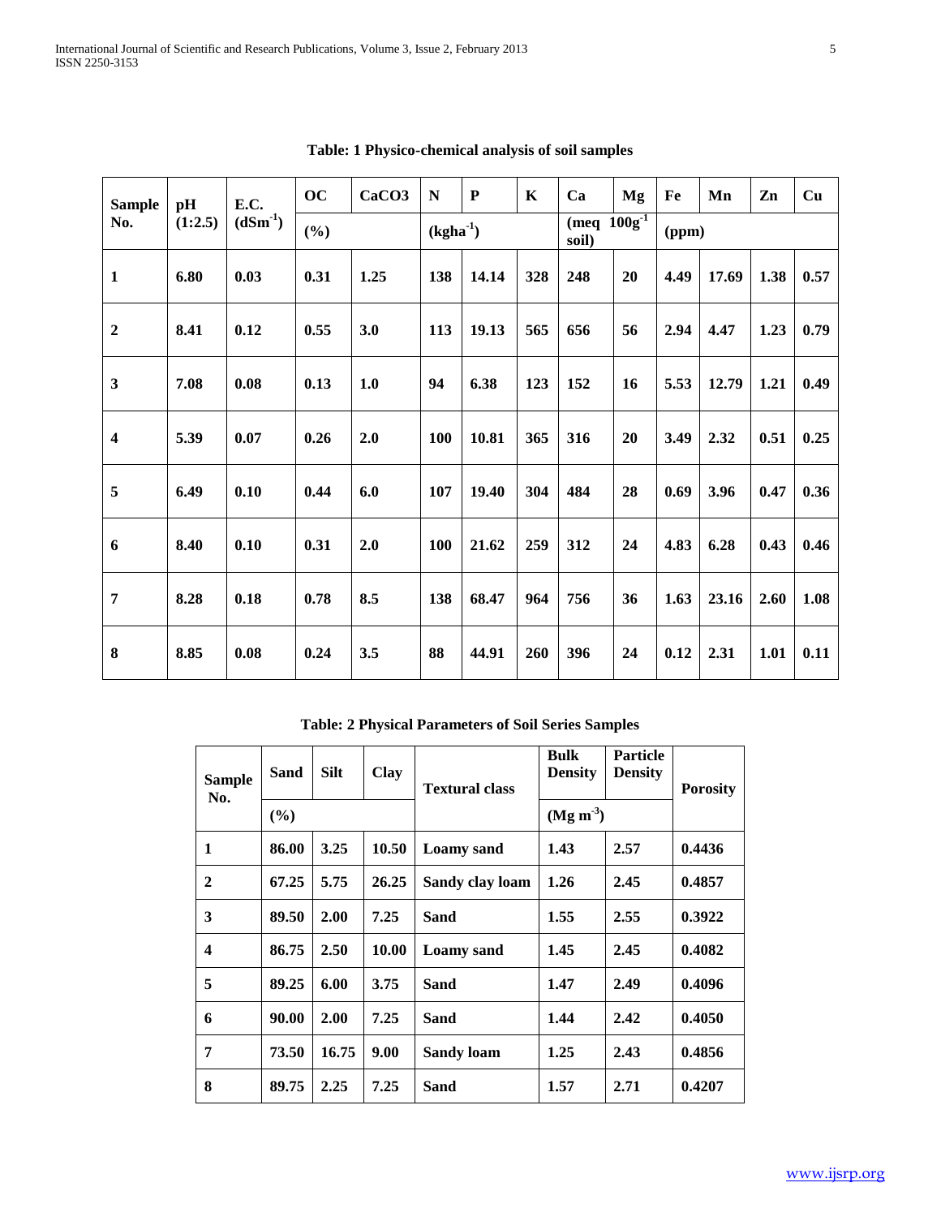**Table: 1 Physico-chemical analysis of soil samples**

| Sample No. | pH (1:2.5) | E.C. ($dSm^{-1}$) | OC | $CaCO_3$ | N | P | K | Ca | Mg | Fe | Mn | Zn | Cu |
|---|---|---|---|---|---|---|---|---|---|---|---|---|---|
| | | | (%) | | ($kgha^{-1}$) | | | (meq $100g^{-1}$ soil) | | (ppm) | | | |
| **1** | **6.80** | **0.03** | **0.31** | **1.25** | **138** | **14.14** | **328** | **248** | **20** | **4.49** | **17.69** | **1.38** | **0.57** |
| **2** | **8.41** | **0.12** | **0.55** | **3.0** | **113** | **19.13** | **565** | **656** | **56** | **2.94** | **4.47** | **1.23** | **0.79** |
| **3** | **7.08** | **0.08** | **0.13** | **1.0** | **94** | **6.38** | **123** | **152** | **16** | **5.53** | **12.79** | **1.21** | **0.49** |
| **4** | **5.39** | **0.07** | **0.26** | **2.0** | **100** | **10.81** | **365** | **316** | **20** | **3.49** | **2.32** | **0.51** | **0.25** |
| **5** | **6.49** | **0.10** | **0.44** | **6.0** | **107** | **19.40** | **304** | **484** | **28** | **0.69** | **3.96** | **0.47** | **0.36** |
| **6** | **8.40** | **0.10** | **0.31** | **2.0** | **100** | **21.62** | **259** | **312** | **24** | **4.83** | **6.28** | **0.43** | **0.46** |
| **7** | **8.28** | **0.18** | **0.78** | **8.5** | **138** | **68.47** | **964** | **756** | **36** | **1.63** | **23.16** | **2.60** | **1.08** |
| **8** | **8.85** | **0.08** | **0.24** | **3.5** | **88** | **44.91** | **260** | **396** | **24** | **0.12** | **2.31** | **1.01** | **0.11** |

**Table: 2 Physical Parameters of Soil Series Samples**

| Sample No. | Sand | Silt | Clay | Textural class | Bulk Density | Particle Density | Porosity |
|---|---|---|---|---|---|---|---|
| | (%) | | | | ($Mg\ m^{-3}$) | | |
| **1** | **86.00** | **3.25** | **10.50** | **Loamy sand** | **1.43** | **2.57** | **0.4436** |
| **2** | **67.25** | **5.75** | **26.25** | **Sandy clay loam** | **1.26** | **2.45** | **0.4857** |
| **3** | **89.50** | **2.00** | **7.25** | **Sand** | **1.55** | **2.55** | **0.3922** |
| **4** | **86.75** | **2.50** | **10.00** | **Loamy sand** | **1.45** | **2.45** | **0.4082** |
| **5** | **89.25** | **6.00** | **3.75** | **Sand** | **1.47** | **2.49** | **0.4096** |
| **6** | **90.00** | **2.00** | **7.25** | **Sand** | **1.44** | **2.42** | **0.4050** |
| **7** | **73.50** | **16.75** | **9.00** | **Sandy loam** | **1.25** | **2.43** | **0.4856** |
| **8** | **89.75** | **2.25** | **7.25** | **Sand** | **1.57** | **2.71** | **0.4207** |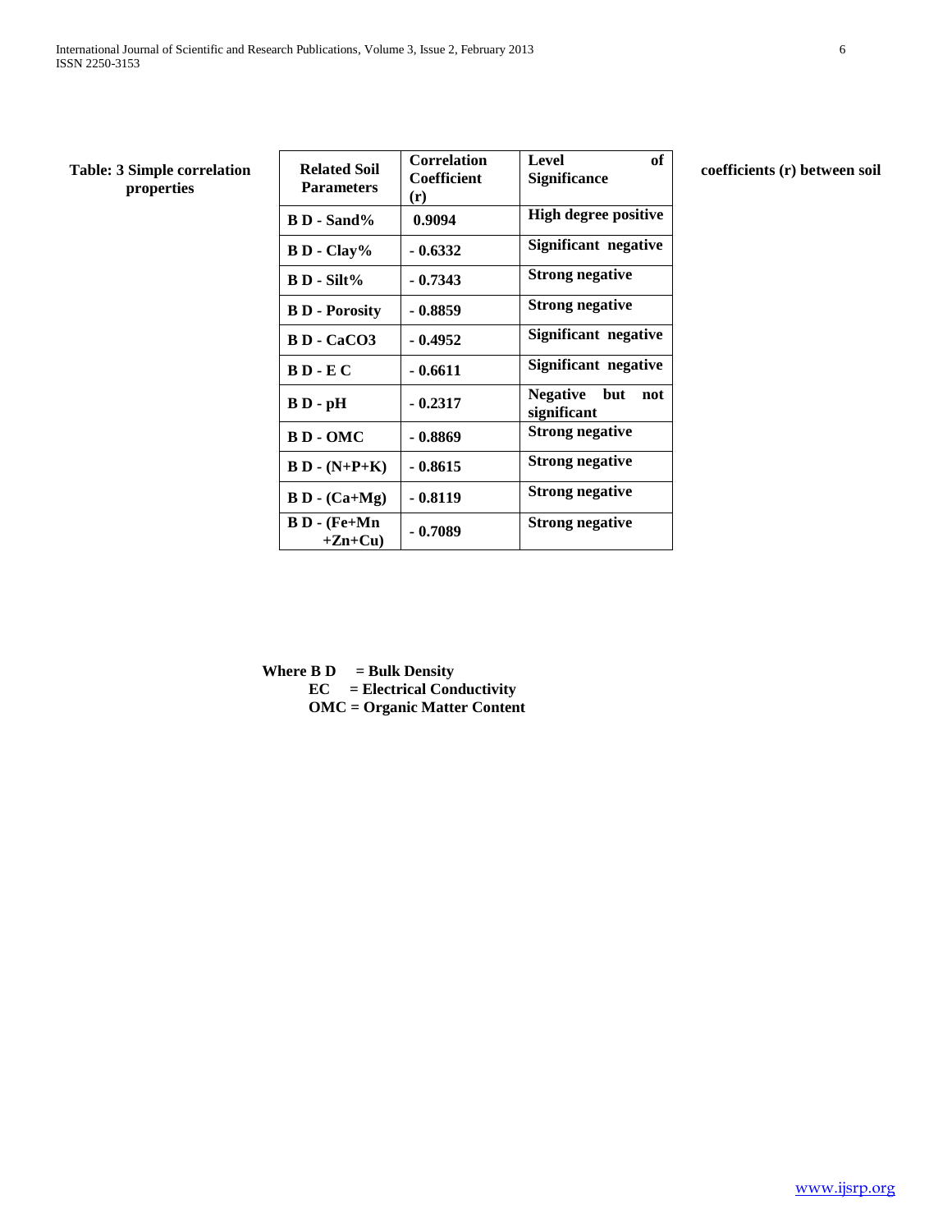**Table: 3 Simple correlation coefficients (r) between soil properties**

| Related Soil Parameters | Correlation Coefficient (r) | Level of Significance |
|---|---|---|
| B D - Sand% | 0.9094 | High degree positive |
| B D - Clay% | - 0.6332 | Significant negative |
| B D - Silt% | - 0.7343 | Strong negative |
| B D - Porosity | - 0.8859 | Strong negative |
| B D - $CaCO_3$ | - 0.4952 | Significant negative |
| B D - E C | - 0.6611 | Significant negative |
| B D - pH | - 0.2317 | Negative but not significant |
| B D - OMC | - 0.8869 | Strong negative |
| B D - (N+P+K) | - 0.8615 | Strong negative |
| B D - (Ca+Mg) | - 0.8119 | Strong negative |
| B D - (Fe+Mn +Zn+Cu) | - 0.7089 | Strong negative |

**Where B D = Bulk Density**
**EC = Electrical Conductivity**
**OMC = Organic Matter Content**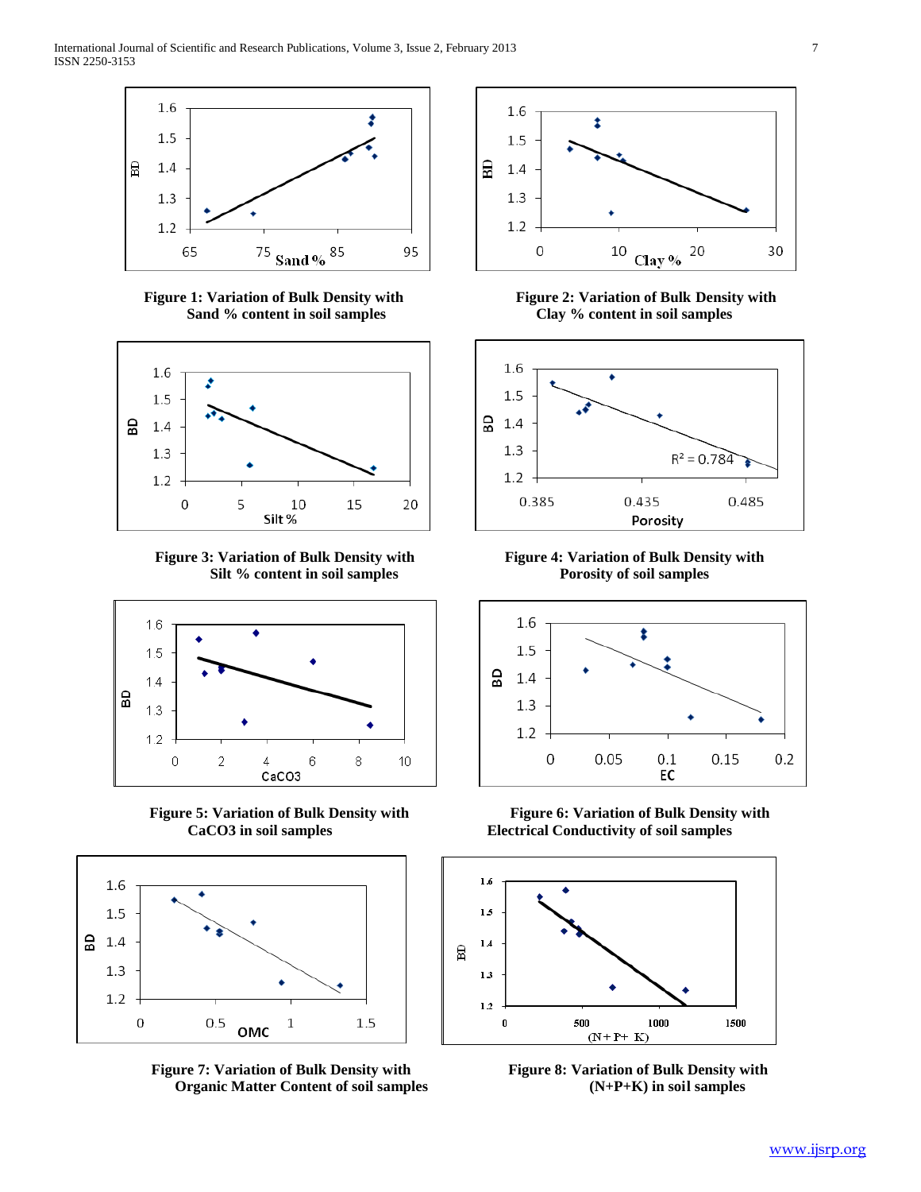**Figure 1: Variation of Bulk Density with Sand % content in soil samples**

**Figure 2: Variation of Bulk Density with Clay % content in soil samples**

**Figure 3: Variation of Bulk Density with Silt % content in soil samples**

**Figure 4: Variation of Bulk Density with Porosity of soil samples**

**Figure 5: Variation of Bulk Density with CaCO3 in soil samples**

**Figure 6: Variation of Bulk Density with Electrical Conductivity of soil samples**

**Figure 7: Variation of Bulk Density with Organic Matter Content of soil samples**

**Figure 8: Variation of Bulk Density with (N+P+K) in soil samples**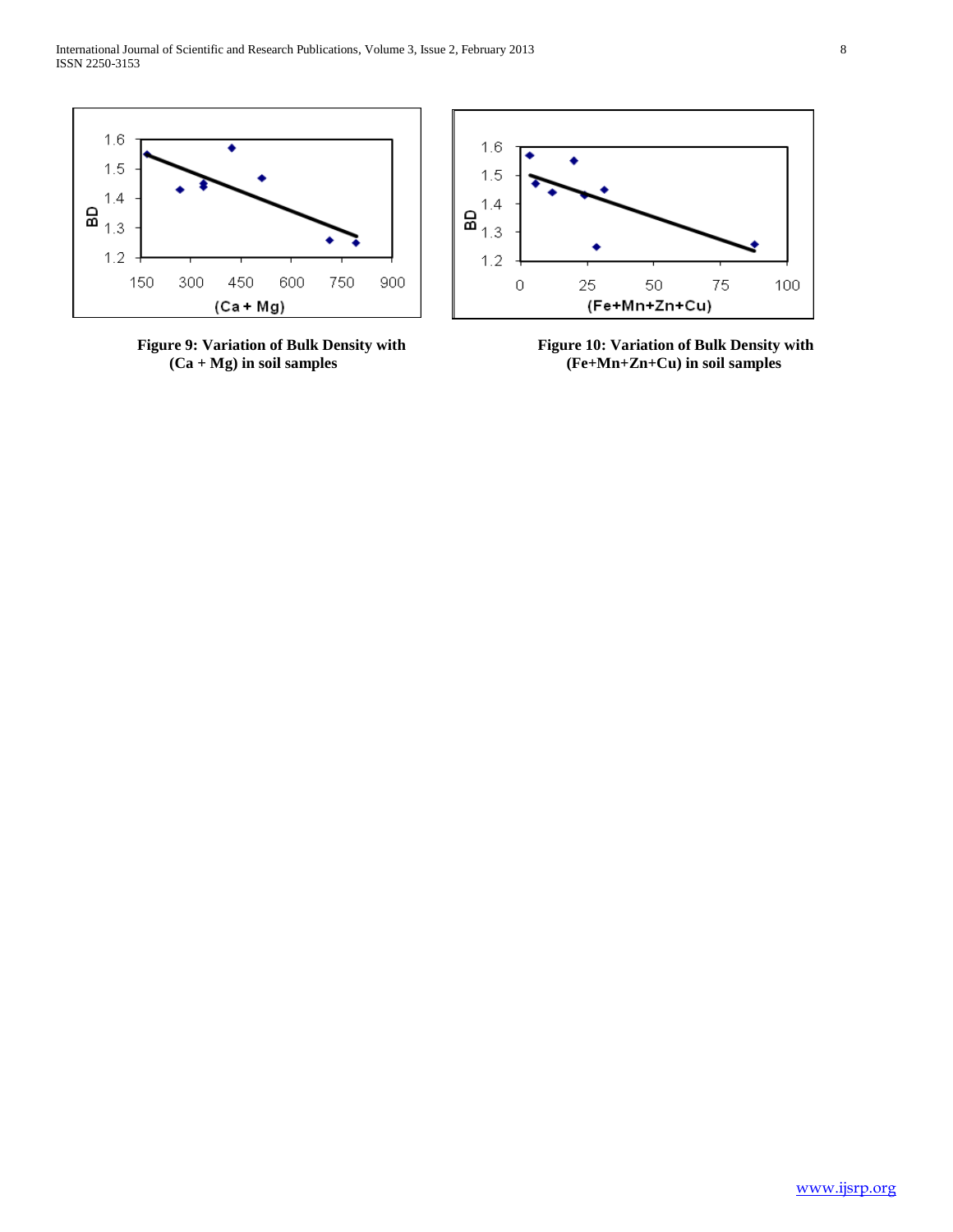1.6
1.5
1.4
BD
1.3
1.2
150 300 450 600 750 900
(Ca + Mg)

**Figure 9: Variation of Bulk Density with (Ca + Mg) in soil samples**

1.6
1.5
1.4
BD
1.3
1.2
0 25 50 75 100
(Fe+Mn+Zn+Cu)

**Figure 10: Variation of Bulk Density with (Fe+Mn+Zn+Cu) in soil samples**